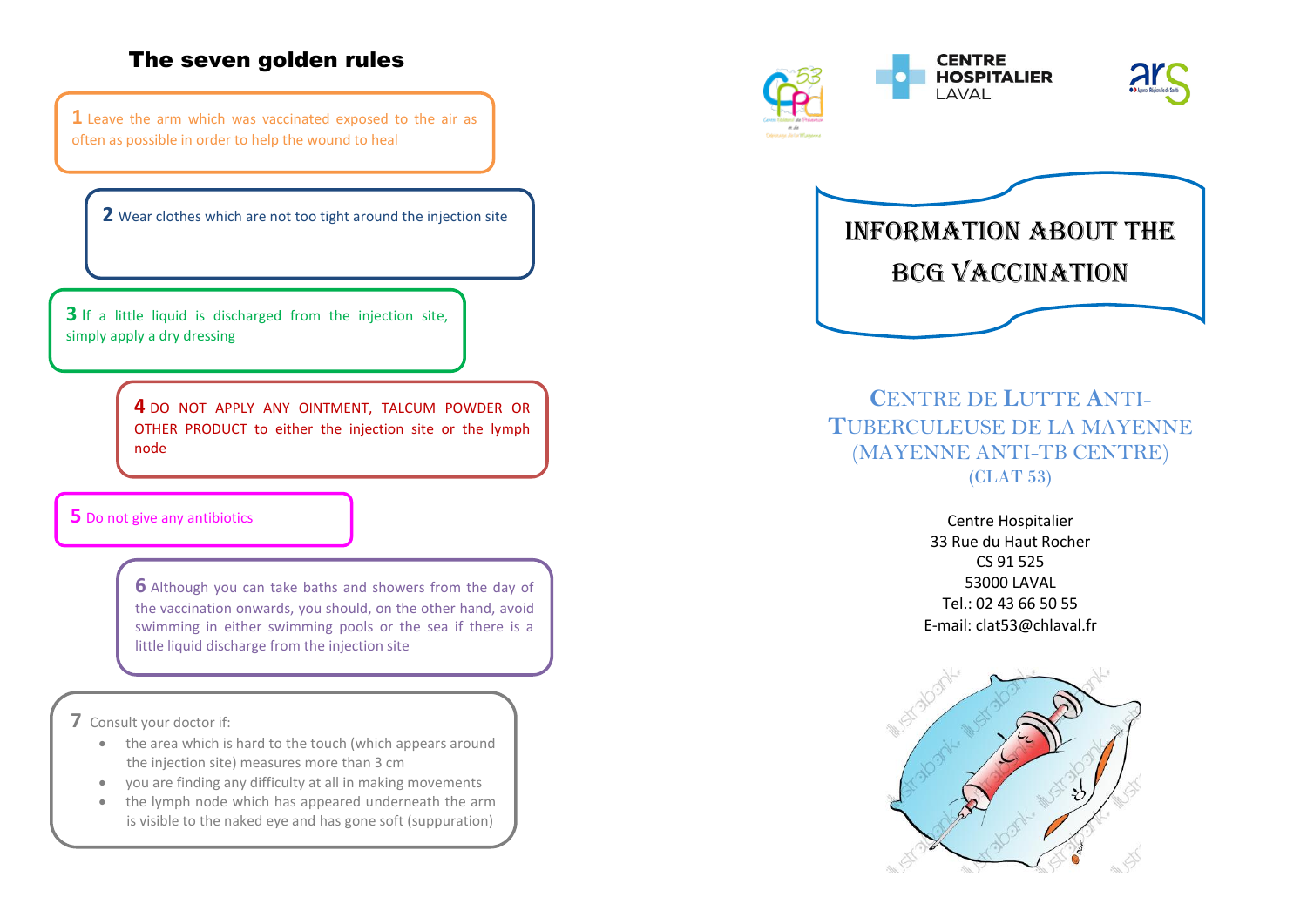## The seven golden rules

**1** Leave the arm which was vaccinated exposed to the air as often as possible in order to help the wound to heal

**2** Wear clothes which are not too tight around the injection site

**3** If a little liquid is discharged from the injection site, simply apply a dry dressing

**4** DO NOT APPLY ANY OINTMENT, TALCUM POWDER OR OTHER PRODUCT to either the injection site or the lymph node

**5** Do not give any antibiotics

**6** Although you can take baths and showers from the day of the vaccination onwards, you should, on the other hand, avoid swimming in either swimming pools or the sea if there is a little liquid discharge from the injection site

**7** Consult your doctor if:

- the area which is hard to the touch (which appears around the injection site) measures more than 3 cm
- you are finding any difficulty at all in making movements
- the lymph node which has appeared underneath the arm is visible to the naked eye and has gone soft (suppuration)

CENTRE HOSPITALIER LAVAL

# INFORMATION ABOUT THE BCG VACCINATION

## CENTRE DE LUTTE ANTI-TUBERCULEUSE DE LA MAYENNE (MAYENNE ANTI-TB CENTRE) (CLAT 53)

Centre Hospitalier
33 Rue du Haut Rocher
CS 91 525
53000 LAVAL
Tel.: 02 43 66 50 55
E-mail: clat53@chlaval.fr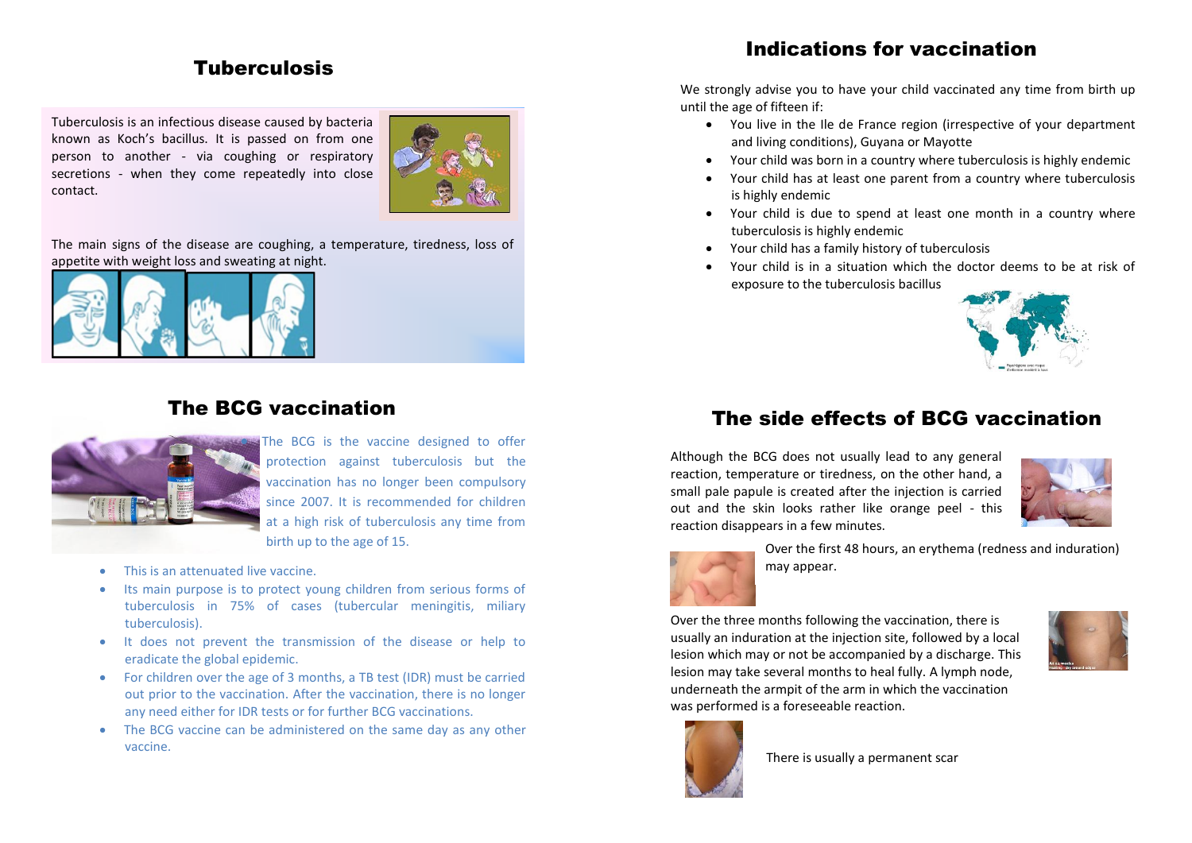## Tuberculosis

Tuberculosis is an infectious disease caused by bacteria known as Koch's bacillus. It is passed on from one person to another - via coughing or respiratory secretions - when they come repeatedly into close contact.

The main signs of the disease are coughing, a temperature, tiredness, loss of appetite with weight loss and sweating at night.

## The BCG vaccination

The BCG is the vaccine designed to offer protection against tuberculosis but the vaccination has no longer been compulsory since 2007. It is recommended for children at a high risk of tuberculosis any time from birth up to the age of 15.

- This is an attenuated live vaccine.
- Its main purpose is to protect young children from serious forms of tuberculosis in 75% of cases (tubercular meningitis, miliary tuberculosis).
- It does not prevent the transmission of the disease or help to eradicate the global epidemic.
- For children over the age of 3 months, a TB test (IDR) must be carried out prior to the vaccination. After the vaccination, there is no longer any need either for IDR tests or for further BCG vaccinations.
- The BCG vaccine can be administered on the same day as any other vaccine.

## Indications for vaccination

We strongly advise you to have your child vaccinated any time from birth up until the age of fifteen if:

- You live in the Ile de France region (irrespective of your department and living conditions), Guyana or Mayotte
- Your child was born in a country where tuberculosis is highly endemic
- Your child has at least one parent from a country where tuberculosis is highly endemic
- Your child is due to spend at least one month in a country where tuberculosis is highly endemic
- Your child has a family history of tuberculosis
- Your child is in a situation which the doctor deems to be at risk of exposure to the tuberculosis bacillus

## The side effects of BCG vaccination

Although the BCG does not usually lead to any general reaction, temperature or tiredness, on the other hand, a small pale papule is created after the injection is carried out and the skin looks rather like orange peel - this reaction disappears in a few minutes.

Over the first 48 hours, an erythema (redness and induration) may appear.

Over the three months following the vaccination, there is usually an induration at the injection site, followed by a local lesion which may or not be accompanied by a discharge. This lesion may take several months to heal fully. A lymph node, underneath the armpit of the arm in which the vaccination was performed is a foreseeable reaction.

There is usually a permanent scar